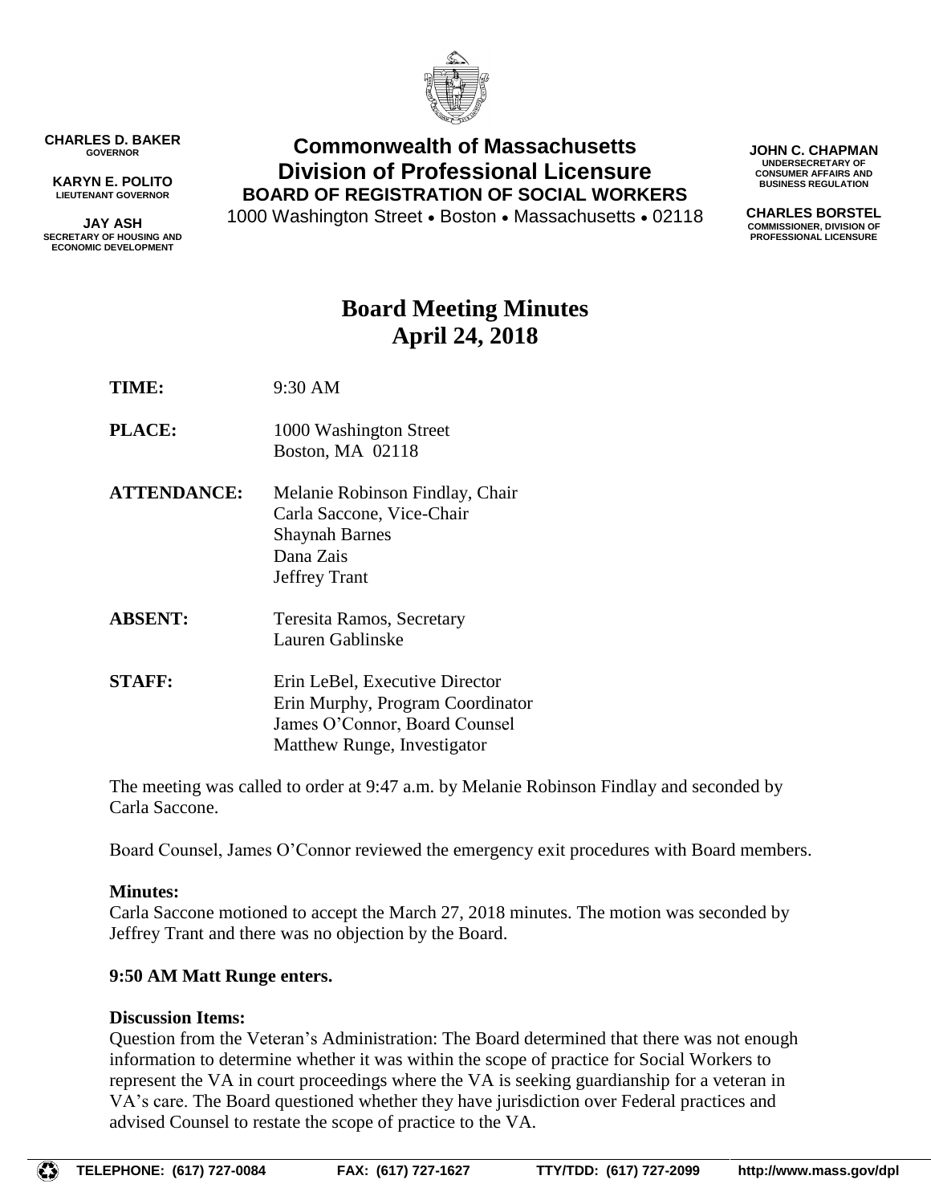CHARLES D. BAKER
GOVERNOR

KARYN E. POLITO
LIEUTENANT GOVERNOR

JAY ASH
SECRETARY OF HOUSING AND ECONOMIC DEVELOPMENT

**Commonwealth of Massachusetts**
**Division of Professional Licensure**
**BOARD OF REGISTRATION OF SOCIAL WORKERS**
1000 Washington Street • Boston • Massachusetts • 02118

JOHN C. CHAPMAN
UNDERSECRETARY OF CONSUMER AFFAIRS AND BUSINESS REGULATION

CHARLES BORSTEL
COMMISSIONER, DIVISION OF PROFESSIONAL LICENSURE

# Board Meeting Minutes
# April 24, 2018

**TIME:** 9:30 AM

**PLACE:** 1000 Washington Street
Boston, MA 02118

**ATTENDANCE:** Melanie Robinson Findlay, Chair
Carla Saccone, Vice-Chair
Shaynah Barnes
Dana Zais
Jeffrey Trant

**ABSENT:** Teresita Ramos, Secretary
Lauren Gablinske

**STAFF:** Erin LeBel, Executive Director
Erin Murphy, Program Coordinator
James O'Connor, Board Counsel
Matthew Runge, Investigator

The meeting was called to order at 9:47 a.m. by Melanie Robinson Findlay and seconded by Carla Saccone.

Board Counsel, James O'Connor reviewed the emergency exit procedures with Board members.

**Minutes:**
Carla Saccone motioned to accept the March 27, 2018 minutes. The motion was seconded by Jeffrey Trant and there was no objection by the Board.

**9:50 AM Matt Runge enters.**

**Discussion Items:**
Question from the Veteran's Administration: The Board determined that there was not enough information to determine whether it was within the scope of practice for Social Workers to represent the VA in court proceedings where the VA is seeking guardianship for a veteran in VA's care. The Board questioned whether they have jurisdiction over Federal practices and advised Counsel to restate the scope of practice to the VA.

TELEPHONE: (617) 727-0084 FAX: (617) 727-1627 TTY/TDD: (617) 727-2099 http://www.mass.gov/dpl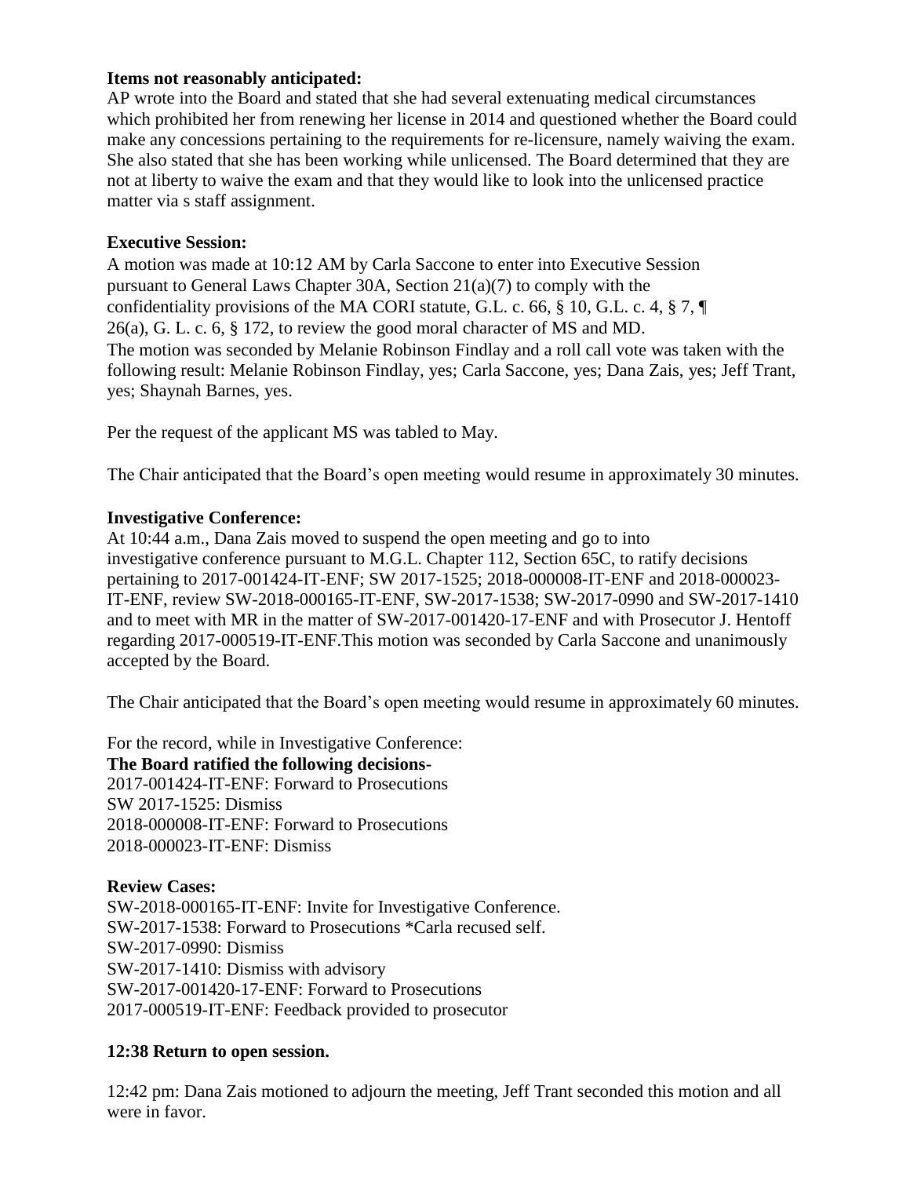**Items not reasonably anticipated:**
AP wrote into the Board and stated that she had several extenuating medical circumstances which prohibited her from renewing her license in 2014 and questioned whether the Board could make any concessions pertaining to the requirements for re-licensure, namely waiving the exam. She also stated that she has been working while unlicensed. The Board determined that they are not at liberty to waive the exam and that they would like to look into the unlicensed practice matter via s staff assignment.

**Executive Session:**
A motion was made at 10:12 AM by Carla Saccone to enter into Executive Session pursuant to General Laws Chapter 30A, Section 21(a)(7) to comply with the confidentiality provisions of the MA CORI statute, G.L. c. 66, § 10, G.L. c. 4, § 7, ¶ 26(a), G. L. c. 6, § 172, to review the good moral character of MS and MD.
The motion was seconded by Melanie Robinson Findlay and a roll call vote was taken with the following result: Melanie Robinson Findlay, yes; Carla Saccone, yes; Dana Zais, yes; Jeff Trant, yes; Shaynah Barnes, yes.

Per the request of the applicant MS was tabled to May.

The Chair anticipated that the Board's open meeting would resume in approximately 30 minutes.

**Investigative Conference:**
At 10:44 a.m., Dana Zais moved to suspend the open meeting and go to into investigative conference pursuant to M.G.L. Chapter 112, Section 65C, to ratify decisions pertaining to 2017-001424-IT-ENF; SW 2017-1525; 2018-000008-IT-ENF and 2018-000023-IT-ENF, review SW-2018-000165-IT-ENF, SW-2017-1538; SW-2017-0990 and SW-2017-1410 and to meet with MR in the matter of SW-2017-001420-17-ENF and with Prosecutor J. Hentoff regarding 2017-000519-IT-ENF.This motion was seconded by Carla Saccone and unanimously accepted by the Board.

The Chair anticipated that the Board's open meeting would resume in approximately 60 minutes.

For the record, while in Investigative Conference:
**The Board ratified the following decisions-**
2017-001424-IT-ENF: Forward to Prosecutions
SW 2017-1525: Dismiss
2018-000008-IT-ENF: Forward to Prosecutions
2018-000023-IT-ENF: Dismiss

**Review Cases:**
SW-2018-000165-IT-ENF: Invite for Investigative Conference.
SW-2017-1538: Forward to Prosecutions *Carla recused self.
SW-2017-0990: Dismiss
SW-2017-1410: Dismiss with advisory
SW-2017-001420-17-ENF: Forward to Prosecutions
2017-000519-IT-ENF: Feedback provided to prosecutor

**12:38 Return to open session.**

12:42 pm: Dana Zais motioned to adjourn the meeting, Jeff Trant seconded this motion and all were in favor.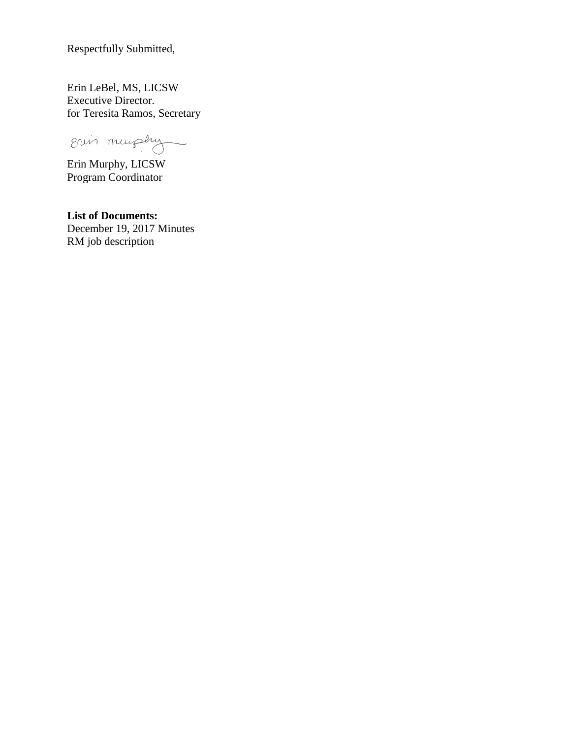Respectfully Submitted,

Erin LeBel, MS, LICSW
Executive Director.
for Teresita Ramos, Secretary

Erin Murphy

Erin Murphy, LICSW
Program Coordinator

**List of Documents:**
December 19, 2017 Minutes
RM job description